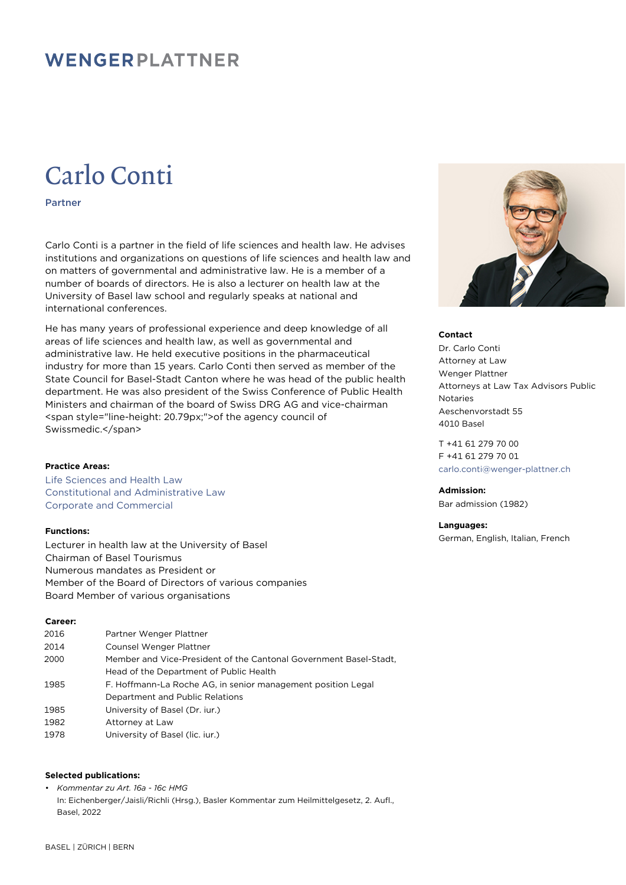# Carlo Conti

**Partner**

Carlo Conti is a partner in the field of life sciences and health law. He advises institutions and organizations on questions of life sciences and health law and on matters of governmental and administrative law. He is a member of a number of boards of directors. He is also a lecturer on health law at the University of Basel law school and regularly speaks at national and international conferences.

He has many years of professional experience and deep knowledge of all areas of life sciences and health law, as well as governmental and administrative law. He held executive positions in the pharmaceutical industry for more than 15 years. Carlo Conti then served as member of the State Council for Basel-Stadt Canton where he was head of the public health department. He was also president of the Swiss Conference of Public Health Ministers and chairman of the board of Swiss DRG AG and vice-chairman <span style="line-height: 20.79px;">of the agency council of Swissmedic.</span>

**Contact**

Dr. Carlo Conti
Attorney at Law
Wenger Plattner
Attorneys at Law Tax Advisors Public Notaries
Aeschenvorstadt 55
4010 Basel

T +41 61 279 70 00
F +41 61 279 70 01
carlo.conti@wenger-plattner.ch

**Admission:**

Bar admission (1982)

**Languages:**

German, English, Italian, French

**Practice Areas:**

Life Sciences and Health Law
Constitutional and Administrative Law
Corporate and Commercial

**Functions:**

Lecturer in health law at the University of Basel
Chairman of Basel Tourismus
Numerous mandates as President or
Member of the Board of Directors of various companies
Board Member of various organisations

**Career:**

| | |
|---|---|
| 2016 | Partner Wenger Plattner |
| 2014 | Counsel Wenger Plattner |
| 2000 | Member and Vice-President of the Cantonal Government Basel-Stadt, Head of the Department of Public Health |
| 1985 | F. Hoffmann-La Roche AG, in senior management position Legal Department and Public Relations |
| 1985 | University of Basel (Dr. iur.) |
| 1982 | Attorney at Law |
| 1978 | University of Basel (lic. iur.) |

**Selected publications:**

- *Kommentar zu Art. 16a - 16c HMG*
  In: Eichenberger/Jaisli/Richli (Hrsg.), Basler Kommentar zum Heilmittelgesetz, 2. Aufl., Basel, 2022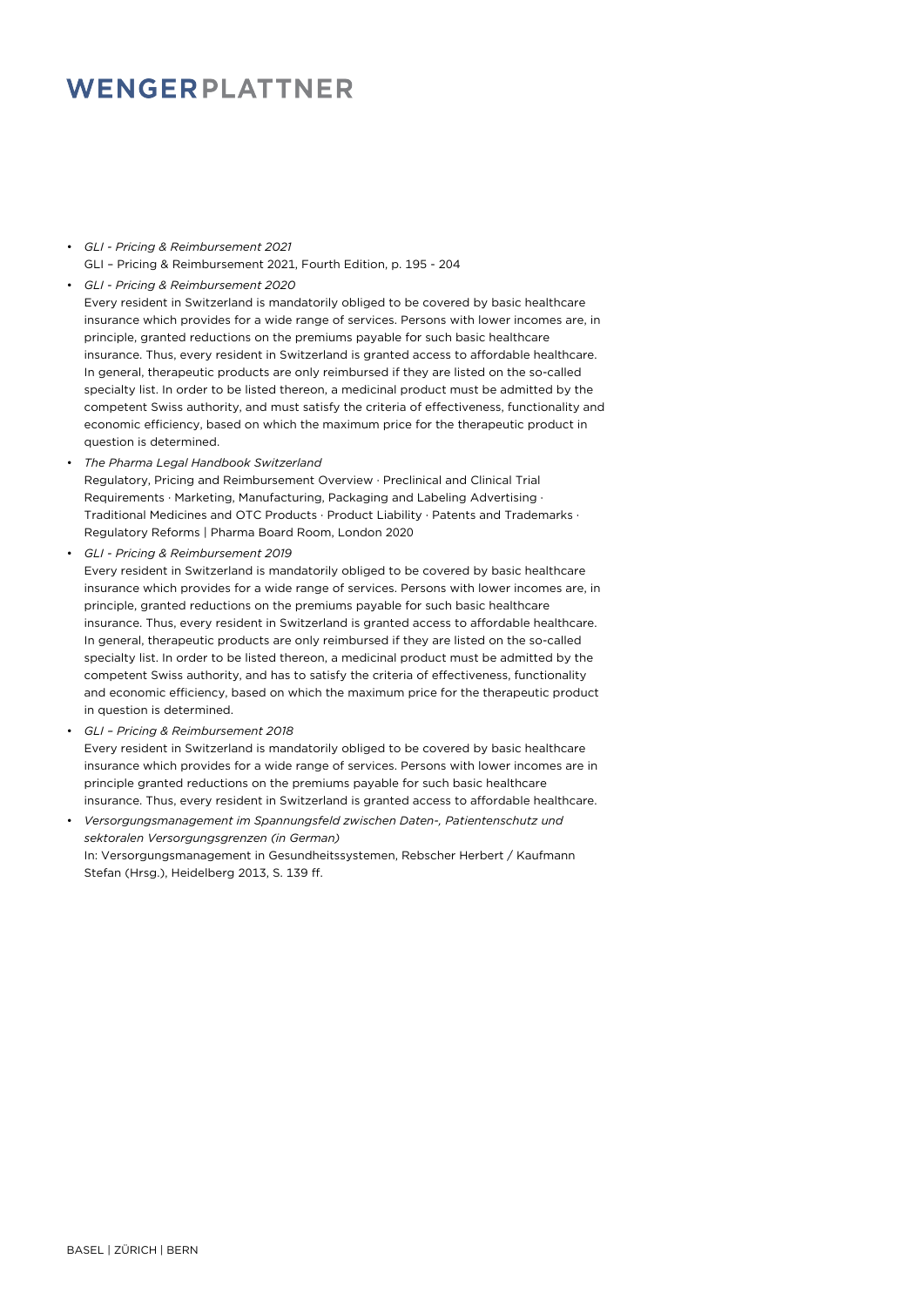- *GLI - Pricing & Reimbursement 2021*
  GLI – Pricing & Reimbursement 2021, Fourth Edition, p. 195 - 204
- *GLI - Pricing & Reimbursement 2020*
  Every resident in Switzerland is mandatorily obliged to be covered by basic healthcare insurance which provides for a wide range of services. Persons with lower incomes are, in principle, granted reductions on the premiums payable for such basic healthcare insurance. Thus, every resident in Switzerland is granted access to affordable healthcare. In general, therapeutic products are only reimbursed if they are listed on the so-called specialty list. In order to be listed thereon, a medicinal product must be admitted by the competent Swiss authority, and must satisfy the criteria of effectiveness, functionality and economic efficiency, based on which the maximum price for the therapeutic product in question is determined.
- *The Pharma Legal Handbook Switzerland*
  Regulatory, Pricing and Reimbursement Overview · Preclinical and Clinical Trial Requirements · Marketing, Manufacturing, Packaging and Labeling Advertising · Traditional Medicines and OTC Products · Product Liability · Patents and Trademarks · Regulatory Reforms | Pharma Board Room, London 2020
- *GLI - Pricing & Reimbursement 2019*
  Every resident in Switzerland is mandatorily obliged to be covered by basic healthcare insurance which provides for a wide range of services. Persons with lower incomes are, in principle, granted reductions on the premiums payable for such basic healthcare insurance. Thus, every resident in Switzerland is granted access to affordable healthcare. In general, therapeutic products are only reimbursed if they are listed on the so-called specialty list. In order to be listed thereon, a medicinal product must be admitted by the competent Swiss authority, and has to satisfy the criteria of effectiveness, functionality and economic efficiency, based on which the maximum price for the therapeutic product in question is determined.
- *GLI – Pricing & Reimbursement 2018*
  Every resident in Switzerland is mandatorily obliged to be covered by basic healthcare insurance which provides for a wide range of services. Persons with lower incomes are in principle granted reductions on the premiums payable for such basic healthcare insurance. Thus, every resident in Switzerland is granted access to affordable healthcare.
- *Versorgungsmanagement im Spannungsfeld zwischen Daten-, Patientenschutz und sektoralen Versorgungsgrenzen (in German)*
  In: Versorgungsmanagement in Gesundheitssystemen, Rebscher Herbert / Kaufmann Stefan (Hrsg.), Heidelberg 2013, S. 139 ff.